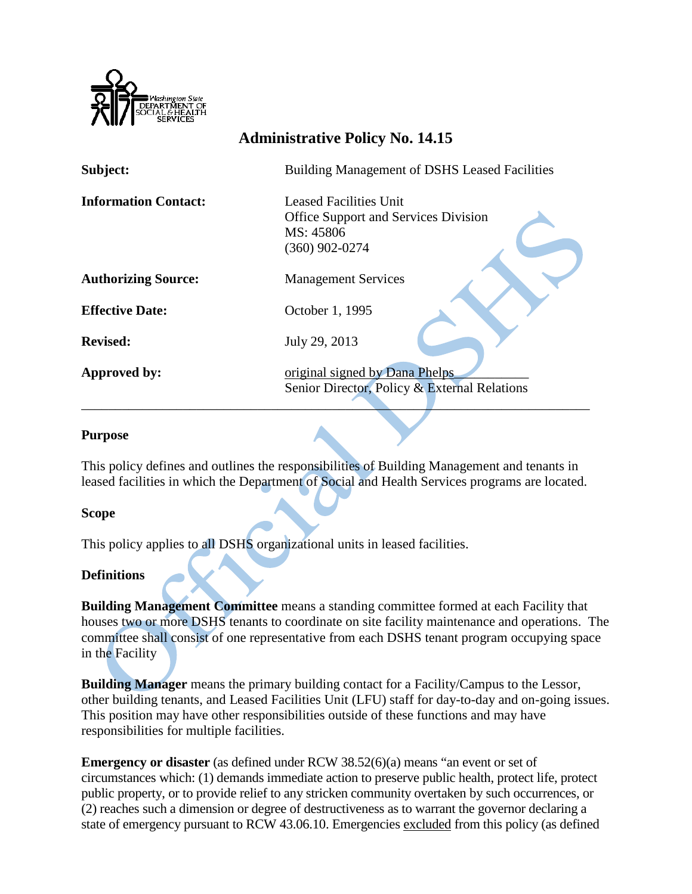# Administrative Policy No. 14.15

| | |
|---|---|
| **Subject:** | Building Management of DSHS Leased Facilities |
| **Information Contact:** | Leased Facilities Unit<br>Office Support and Services Division<br>MS: 45806<br>(360) 902-0274 |
| **Authorizing Source:** | Management Services |
| **Effective Date:** | October 1, 1995 |
| **Revised:** | July 29, 2013 |
| **Approved by:** | original signed by Dana Phelps<br>Senior Director, Policy & External Relations |

---

## Purpose

This policy defines and outlines the responsibilities of Building Management and tenants in leased facilities in which the Department of Social and Health Services programs are located.

## Scope

This policy applies to all DSHS organizational units in leased facilities.

## Definitions

**Building Management Committee** means a standing committee formed at each Facility that houses two or more DSHS tenants to coordinate on site facility maintenance and operations. The committee shall consist of one representative from each DSHS tenant program occupying space in the Facility

**Building Manager** means the primary building contact for a Facility/Campus to the Lessor, other building tenants, and Leased Facilities Unit (LFU) staff for day-to-day and on-going issues. This position may have other responsibilities outside of these functions and may have responsibilities for multiple facilities.

**Emergency or disaster** (as defined under RCW 38.52(6)(a) means "an event or set of circumstances which: (1) demands immediate action to preserve public health, protect life, protect public property, or to provide relief to any stricken community overtaken by such occurrences, or (2) reaches such a dimension or degree of destructiveness as to warrant the governor declaring a state of emergency pursuant to RCW 43.06.10. Emergencies excluded from this policy (as defined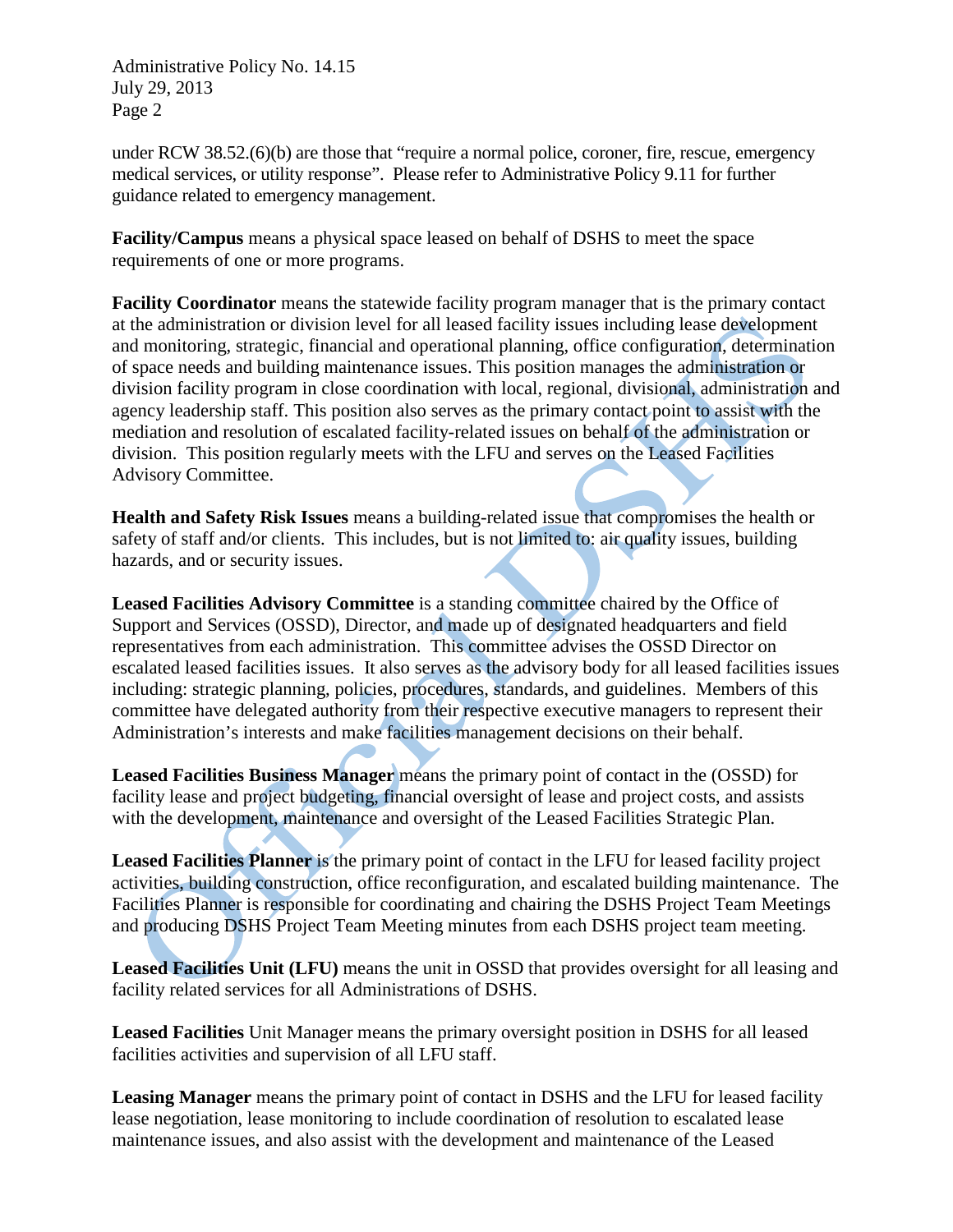under RCW 38.52.(6)(b) are those that "require a normal police, coroner, fire, rescue, emergency medical services, or utility response". Please refer to Administrative Policy 9.11 for further guidance related to emergency management.

**Facility/Campus** means a physical space leased on behalf of DSHS to meet the space requirements of one or more programs.

**Facility Coordinator** means the statewide facility program manager that is the primary contact at the administration or division level for all leased facility issues including lease development and monitoring, strategic, financial and operational planning, office configuration, determination of space needs and building maintenance issues. This position manages the administration or division facility program in close coordination with local, regional, divisional, administration and agency leadership staff. This position also serves as the primary contact point to assist with the mediation and resolution of escalated facility-related issues on behalf of the administration or division. This position regularly meets with the LFU and serves on the Leased Facilities Advisory Committee.

**Health and Safety Risk Issues** means a building-related issue that compromises the health or safety of staff and/or clients. This includes, but is not limited to: air quality issues, building hazards, and or security issues.

**Leased Facilities Advisory Committee** is a standing committee chaired by the Office of Support and Services (OSSD), Director, and made up of designated headquarters and field representatives from each administration. This committee advises the OSSD Director on escalated leased facilities issues. It also serves as the advisory body for all leased facilities issues including: strategic planning, policies, procedures, standards, and guidelines. Members of this committee have delegated authority from their respective executive managers to represent their Administration's interests and make facilities management decisions on their behalf.

**Leased Facilities Business Manager** means the primary point of contact in the (OSSD) for facility lease and project budgeting, financial oversight of lease and project costs, and assists with the development, maintenance and oversight of the Leased Facilities Strategic Plan.

**Leased Facilities Planner** is the primary point of contact in the LFU for leased facility project activities, building construction, office reconfiguration, and escalated building maintenance. The Facilities Planner is responsible for coordinating and chairing the DSHS Project Team Meetings and producing DSHS Project Team Meeting minutes from each DSHS project team meeting.

**Leased Facilities Unit (LFU)** means the unit in OSSD that provides oversight for all leasing and facility related services for all Administrations of DSHS.

**Leased Facilities** Unit Manager means the primary oversight position in DSHS for all leased facilities activities and supervision of all LFU staff.

**Leasing Manager** means the primary point of contact in DSHS and the LFU for leased facility lease negotiation, lease monitoring to include coordination of resolution to escalated lease maintenance issues, and also assist with the development and maintenance of the Leased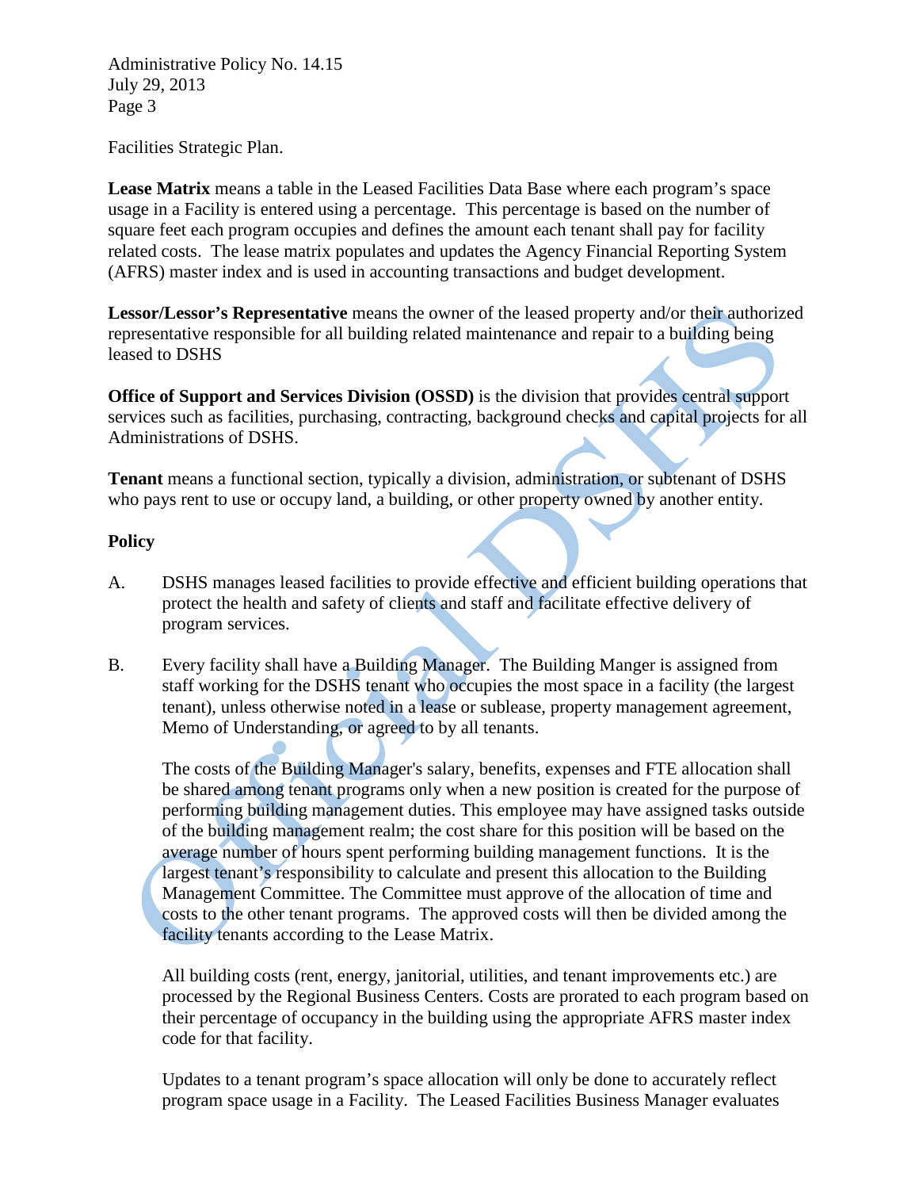Facilities Strategic Plan.

**Lease Matrix** means a table in the Leased Facilities Data Base where each program's space usage in a Facility is entered using a percentage. This percentage is based on the number of square feet each program occupies and defines the amount each tenant shall pay for facility related costs. The lease matrix populates and updates the Agency Financial Reporting System (AFRS) master index and is used in accounting transactions and budget development.

**Lessor/Lessor's Representative** means the owner of the leased property and/or their authorized representative responsible for all building related maintenance and repair to a building being leased to DSHS

**Office of Support and Services Division (OSSD)** is the division that provides central support services such as facilities, purchasing, contracting, background checks and capital projects for all Administrations of DSHS.

**Tenant** means a functional section, typically a division, administration, or subtenant of DSHS who pays rent to use or occupy land, a building, or other property owned by another entity.

**Policy**

A. DSHS manages leased facilities to provide effective and efficient building operations that protect the health and safety of clients and staff and facilitate effective delivery of program services.

B. Every facility shall have a Building Manager. The Building Manger is assigned from staff working for the DSHS tenant who occupies the most space in a facility (the largest tenant), unless otherwise noted in a lease or sublease, property management agreement, Memo of Understanding, or agreed to by all tenants.

   The costs of the Building Manager's salary, benefits, expenses and FTE allocation shall be shared among tenant programs only when a new position is created for the purpose of performing building management duties. This employee may have assigned tasks outside of the building management realm; the cost share for this position will be based on the average number of hours spent performing building management functions. It is the largest tenant's responsibility to calculate and present this allocation to the Building Management Committee. The Committee must approve of the allocation of time and costs to the other tenant programs. The approved costs will then be divided among the facility tenants according to the Lease Matrix.

   All building costs (rent, energy, janitorial, utilities, and tenant improvements etc.) are processed by the Regional Business Centers. Costs are prorated to each program based on their percentage of occupancy in the building using the appropriate AFRS master index code for that facility.

   Updates to a tenant program's space allocation will only be done to accurately reflect program space usage in a Facility. The Leased Facilities Business Manager evaluates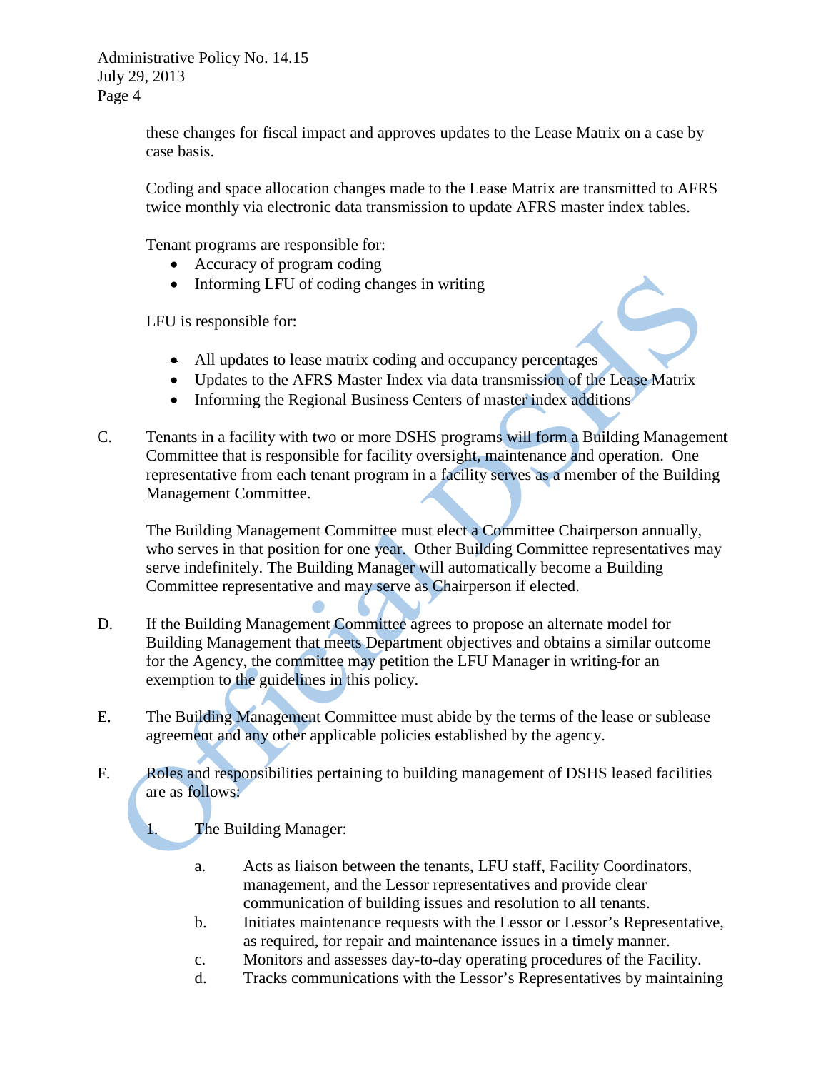these changes for fiscal impact and approves updates to the Lease Matrix on a case by case basis.

Coding and space allocation changes made to the Lease Matrix are transmitted to AFRS twice monthly via electronic data transmission to update AFRS master index tables.

Tenant programs are responsible for:

- Accuracy of program coding
- Informing LFU of coding changes in writing

LFU is responsible for:

- All updates to lease matrix coding and occupancy percentages
- Updates to the AFRS Master Index via data transmission of the Lease Matrix
- Informing the Regional Business Centers of master index additions

C. Tenants in a facility with two or more DSHS programs will form a Building Management Committee that is responsible for facility oversight, maintenance and operation. One representative from each tenant program in a facility serves as a member of the Building Management Committee.

The Building Management Committee must elect a Committee Chairperson annually, who serves in that position for one year. Other Building Committee representatives may serve indefinitely. The Building Manager will automatically become a Building Committee representative and may serve as Chairperson if elected.

D. If the Building Management Committee agrees to propose an alternate model for Building Management that meets Department objectives and obtains a similar outcome for the Agency, the committee may petition the LFU Manager in writing-for an exemption to the guidelines in this policy.

E. The Building Management Committee must abide by the terms of the lease or sublease agreement and any other applicable policies established by the agency.

F. Roles and responsibilities pertaining to building management of DSHS leased facilities are as follows:

1. The Building Manager:

   a. Acts as liaison between the tenants, LFU staff, Facility Coordinators, management, and the Lessor representatives and provide clear communication of building issues and resolution to all tenants.

   b. Initiates maintenance requests with the Lessor or Lessor's Representative, as required, for repair and maintenance issues in a timely manner.

   c. Monitors and assesses day-to-day operating procedures of the Facility.

   d. Tracks communications with the Lessor's Representatives by maintaining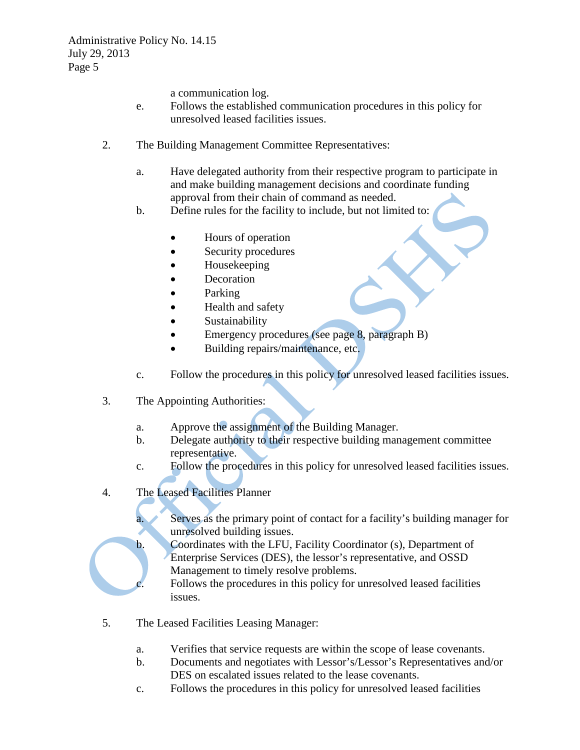a communication log.

e. Follows the established communication procedures in this policy for unresolved leased facilities issues.

2. The Building Management Committee Representatives:

   a. Have delegated authority from their respective program to participate in and make building management decisions and coordinate funding approval from their chain of command as needed.
   b. Define rules for the facility to include, but not limited to:

      - Hours of operation
      - Security procedures
      - Housekeeping
      - Decoration
      - Parking
      - Health and safety
      - Sustainability
      - Emergency procedures (see page 8, paragraph B)
      - Building repairs/maintenance, etc.

   c. Follow the procedures in this policy for unresolved leased facilities issues.

3. The Appointing Authorities:

   a. Approve the assignment of the Building Manager.
   b. Delegate authority to their respective building management committee representative.
   c. Follow the procedures in this policy for unresolved leased facilities issues.

4. The Leased Facilities Planner

   a. Serves as the primary point of contact for a facility's building manager for unresolved building issues.
   b. Coordinates with the LFU, Facility Coordinator (s), Department of Enterprise Services (DES), the lessor's representative, and OSSD Management to timely resolve problems.
   c. Follows the procedures in this policy for unresolved leased facilities issues.

5. The Leased Facilities Leasing Manager:

   a. Verifies that service requests are within the scope of lease covenants.
   b. Documents and negotiates with Lessor's/Lessor's Representatives and/or DES on escalated issues related to the lease covenants.
   c. Follows the procedures in this policy for unresolved leased facilities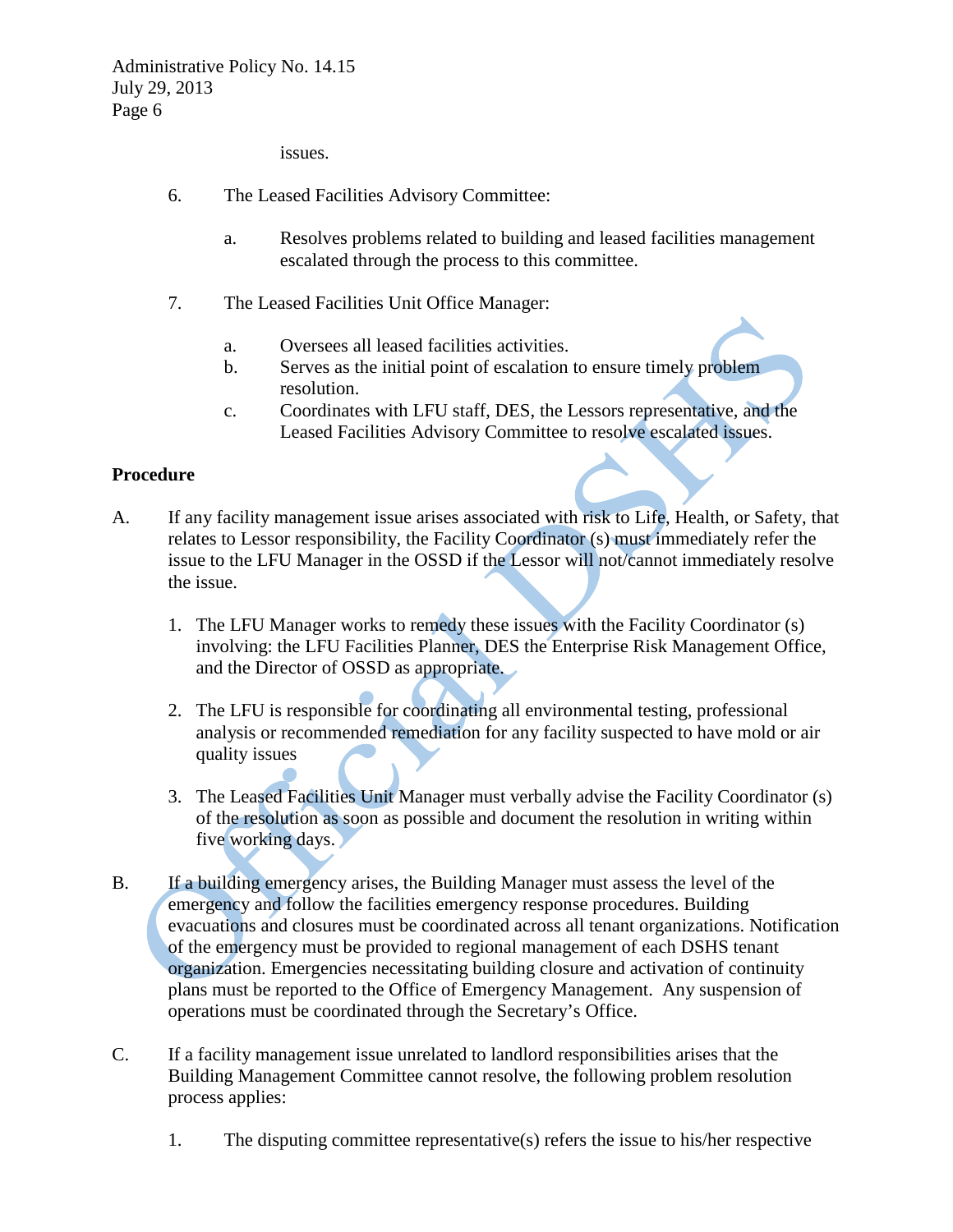issues.

6. The Leased Facilities Advisory Committee:

    a. Resolves problems related to building and leased facilities management escalated through the process to this committee.

7. The Leased Facilities Unit Office Manager:

    a. Oversees all leased facilities activities.
    b. Serves as the initial point of escalation to ensure timely problem resolution.
    c. Coordinates with LFU staff, DES, the Lessors representative, and the Leased Facilities Advisory Committee to resolve escalated issues.

**Procedure**

A. If any facility management issue arises associated with risk to Life, Health, or Safety, that relates to Lessor responsibility, the Facility Coordinator (s) must immediately refer the issue to the LFU Manager in the OSSD if the Lessor will not/cannot immediately resolve the issue.

    1. The LFU Manager works to remedy these issues with the Facility Coordinator (s) involving: the LFU Facilities Planner, DES the Enterprise Risk Management Office, and the Director of OSSD as appropriate.

    2. The LFU is responsible for coordinating all environmental testing, professional analysis or recommended remediation for any facility suspected to have mold or air quality issues

    3. The Leased Facilities Unit Manager must verbally advise the Facility Coordinator (s) of the resolution as soon as possible and document the resolution in writing within five working days.

B. If a building emergency arises, the Building Manager must assess the level of the emergency and follow the facilities emergency response procedures. Building evacuations and closures must be coordinated across all tenant organizations. Notification of the emergency must be provided to regional management of each DSHS tenant organization. Emergencies necessitating building closure and activation of continuity plans must be reported to the Office of Emergency Management. Any suspension of operations must be coordinated through the Secretary's Office.

C. If a facility management issue unrelated to landlord responsibilities arises that the Building Management Committee cannot resolve, the following problem resolution process applies:

    1. The disputing committee representative(s) refers the issue to his/her respective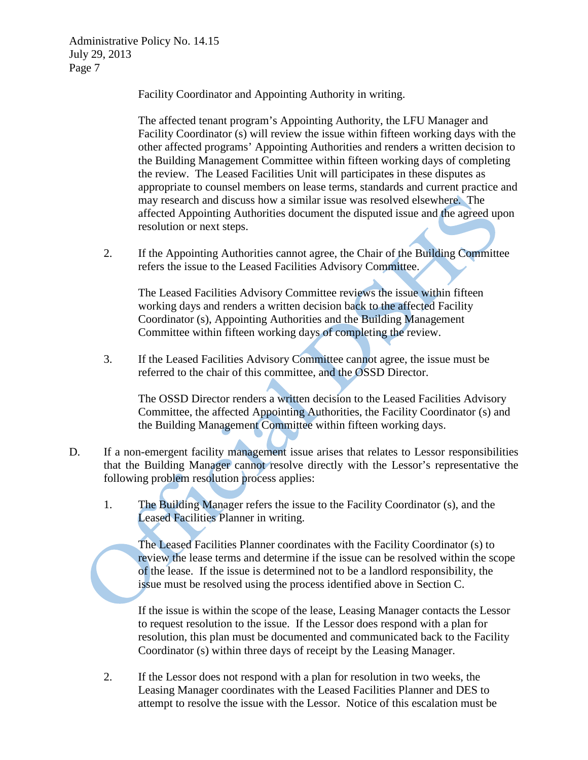Facility Coordinator and Appointing Authority in writing.

The affected tenant program's Appointing Authority, the LFU Manager and Facility Coordinator (s) will review the issue within fifteen working days with the other affected programs' Appointing Authorities and renders a written decision to the Building Management Committee within fifteen working days of completing the review. The Leased Facilities Unit will participates in these disputes as appropriate to counsel members on lease terms, standards and current practice and may research and discuss how a similar issue was resolved elsewhere. The affected Appointing Authorities document the disputed issue and the agreed upon resolution or next steps.

2. If the Appointing Authorities cannot agree, the Chair of the Building Committee refers the issue to the Leased Facilities Advisory Committee.

   The Leased Facilities Advisory Committee reviews the issue within fifteen working days and renders a written decision back to the affected Facility Coordinator (s), Appointing Authorities and the Building Management Committee within fifteen working days of completing the review.

3. If the Leased Facilities Advisory Committee cannot agree, the issue must be referred to the chair of this committee, and the OSSD Director.

   The OSSD Director renders a written decision to the Leased Facilities Advisory Committee, the affected Appointing Authorities, the Facility Coordinator (s) and the Building Management Committee within fifteen working days.

D. If a non-emergent facility management issue arises that relates to Lessor responsibilities that the Building Manager cannot resolve directly with the Lessor's representative the following problem resolution process applies:

1. The Building Manager refers the issue to the Facility Coordinator (s), and the Leased Facilities Planner in writing.

   The Leased Facilities Planner coordinates with the Facility Coordinator (s) to review the lease terms and determine if the issue can be resolved within the scope of the lease. If the issue is determined not to be a landlord responsibility, the issue must be resolved using the process identified above in Section C.

   If the issue is within the scope of the lease, Leasing Manager contacts the Lessor to request resolution to the issue. If the Lessor does respond with a plan for resolution, this plan must be documented and communicated back to the Facility Coordinator (s) within three days of receipt by the Leasing Manager.

2. If the Lessor does not respond with a plan for resolution in two weeks, the Leasing Manager coordinates with the Leased Facilities Planner and DES to attempt to resolve the issue with the Lessor. Notice of this escalation must be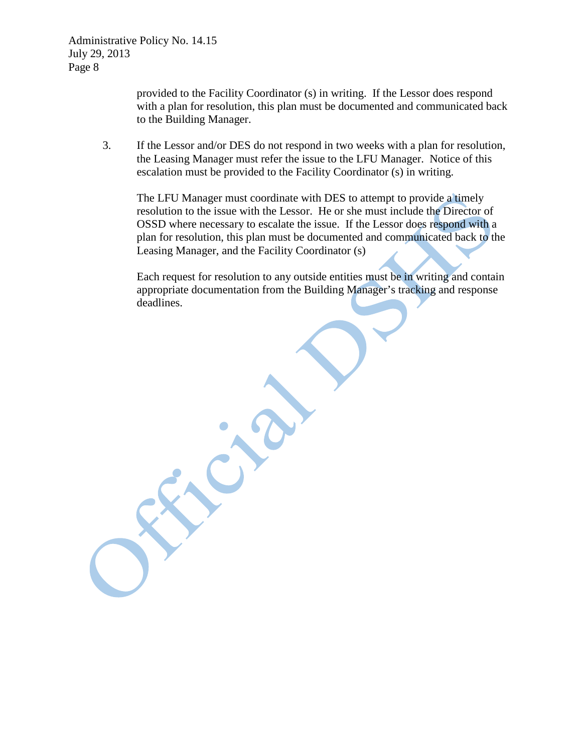provided to the Facility Coordinator (s) in writing. If the Lessor does respond with a plan for resolution, this plan must be documented and communicated back to the Building Manager.

3. If the Lessor and/or DES do not respond in two weeks with a plan for resolution, the Leasing Manager must refer the issue to the LFU Manager. Notice of this escalation must be provided to the Facility Coordinator (s) in writing.

   The LFU Manager must coordinate with DES to attempt to provide a timely resolution to the issue with the Lessor. He or she must include the Director of OSSD where necessary to escalate the issue. If the Lessor does respond with a plan for resolution, this plan must be documented and communicated back to the Leasing Manager, and the Facility Coordinator (s)

   Each request for resolution to any outside entities must be in writing and contain appropriate documentation from the Building Manager's tracking and response deadlines.